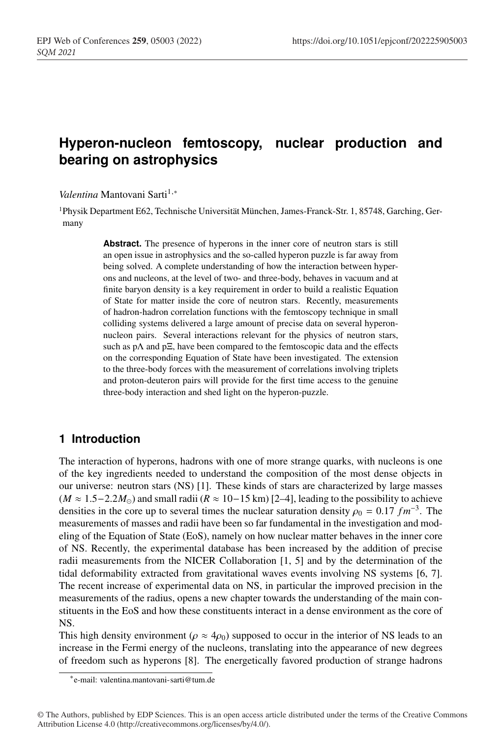# Hyperon-nucleon femtoscopy, nuclear production and bearing on astrophysics

*Valentina* Mantovani Sarti[1,*]

[1]Physik Department E62, Technische Universität München, James-Franck-Str. 1, 85748, Garching, Germany

**Abstract.** The presence of hyperons in the inner core of neutron stars is still an open issue in astrophysics and the so-called hyperon puzzle is far away from being solved. A complete understanding of how the interaction between hyperons and nucleons, at the level of two- and three-body, behaves in vacuum and at finite baryon density is a key requirement in order to build a realistic Equation of State for matter inside the core of neutron stars. Recently, measurements of hadron-hadron correlation functions with the femtoscopy technique in small colliding systems delivered a large amount of precise data on several hyperon-nucleon pairs. Several interactions relevant for the physics of neutron stars, such as p$\Lambda$ and p$\Xi$, have been compared to the femtoscopic data and the effects on the corresponding Equation of State have been investigated. The extension to the three-body forces with the measurement of correlations involving triplets and proton-deuteron pairs will provide for the first time access to the genuine three-body interaction and shed light on the hyperon-puzzle.

## 1 Introduction

The interaction of hyperons, hadrons with one of more strange quarks, with nucleons is one of the key ingredients needed to understand the composition of the most dense objects in our universe: neutron stars (NS) [1]. These kinds of stars are characterized by large masses ($M \approx 1.5-2.2 M_{\odot}$) and small radii ($R \approx 10-15$ km) [2–4], leading to the possibility to achieve densities in the core up to several times the nuclear saturation density $\rho_0 = 0.17\ fm^{-3}$. The measurements of masses and radii have been so far fundamental in the investigation and modeling of the Equation of State (EoS), namely on how nuclear matter behaves in the inner core of NS. Recently, the experimental database has been increased by the addition of precise radii measurements from the NICER Collaboration [1, 5] and by the determination of the tidal deformability extracted from gravitational waves events involving NS systems [6, 7]. The recent increase of experimental data on NS, in particular the improved precision in the measurements of the radius, opens a new chapter towards the understanding of the main constituents in the EoS and how these constituents interact in a dense environment as the core of NS.

This high density environment ($\rho \approx 4\rho_0$) supposed to occur in the interior of NS leads to an increase in the Fermi energy of the nucleons, translating into the appearance of new degrees of freedom such as hyperons [8]. The energetically favored production of strange hadrons

*e-mail: valentina.mantovani-sarti@tum.de

© The Authors, published by EDP Sciences. This is an open access article distributed under the terms of the Creative Commons Attribution License 4.0 (http://creativecommons.org/licenses/by/4.0/).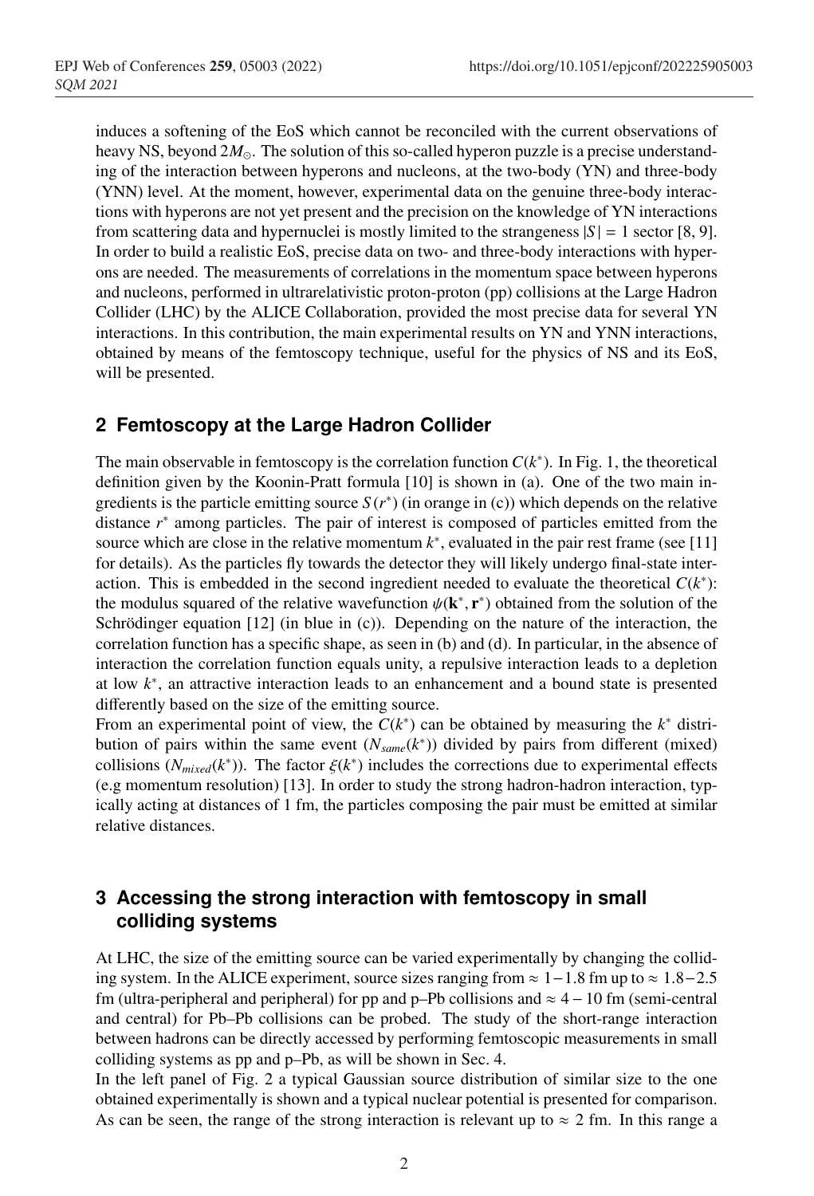induces a softening of the EoS which cannot be reconciled with the current observations of heavy NS, beyond $2M_{\odot}$. The solution of this so-called hyperon puzzle is a precise understanding of the interaction between hyperons and nucleons, at the two-body (YN) and three-body (YNN) level. At the moment, however, experimental data on the genuine three-body interactions with hyperons are not yet present and the precision on the knowledge of YN interactions from scattering data and hypernuclei is mostly limited to the strangeness $|S| = 1$ sector [8, 9]. In order to build a realistic EoS, precise data on two- and three-body interactions with hyperons are needed. The measurements of correlations in the momentum space between hyperons and nucleons, performed in ultrarelativistic proton-proton (pp) collisions at the Large Hadron Collider (LHC) by the ALICE Collaboration, provided the most precise data for several YN interactions. In this contribution, the main experimental results on YN and YNN interactions, obtained by means of the femtoscopy technique, useful for the physics of NS and its EoS, will be presented.

## 2 Femtoscopy at the Large Hadron Collider

The main observable in femtoscopy is the correlation function $C(k^*)$. In Fig. 1, the theoretical definition given by the Koonin-Pratt formula [10] is shown in (a). One of the two main ingredients is the particle emitting source $S(r^*)$ (in orange in (c)) which depends on the relative distance $r^*$ among particles. The pair of interest is composed of particles emitted from the source which are close in the relative momentum $k^*$, evaluated in the pair rest frame (see [11] for details). As the particles fly towards the detector they will likely undergo final-state interaction. This is embedded in the second ingredient needed to evaluate the theoretical $C(k^*)$: the modulus squared of the relative wavefunction $\psi(\mathbf{k}^*, \mathbf{r}^*)$ obtained from the solution of the Schrödinger equation [12] (in blue in (c)). Depending on the nature of the interaction, the correlation function has a specific shape, as seen in (b) and (d). In particular, in the absence of interaction the correlation function equals unity, a repulsive interaction leads to a depletion at low $k^*$, an attractive interaction leads to an enhancement and a bound state is presented differently based on the size of the emitting source.

From an experimental point of view, the $C(k^*)$ can be obtained by measuring the $k^*$ distribution of pairs within the same event ($N_{same}(k^*)$) divided by pairs from different (mixed) collisions ($N_{mixed}(k^*)$). The factor $\xi(k^*)$ includes the corrections due to experimental effects (e.g momentum resolution) [13]. In order to study the strong hadron-hadron interaction, typically acting at distances of 1 fm, the particles composing the pair must be emitted at similar relative distances.

## 3 Accessing the strong interaction with femtoscopy in small colliding systems

At LHC, the size of the emitting source can be varied experimentally by changing the colliding system. In the ALICE experiment, source sizes ranging from $\approx 1-1.8$ fm up to $\approx 1.8-2.5$ fm (ultra-peripheral and peripheral) for pp and p–Pb collisions and $\approx 4-10$ fm (semi-central and central) for Pb–Pb collisions can be probed. The study of the short-range interaction between hadrons can be directly accessed by performing femtoscopic measurements in small colliding systems as pp and p–Pb, as will be shown in Sec. 4.

In the left panel of Fig. 2 a typical Gaussian source distribution of similar size to the one obtained experimentally is shown and a typical nuclear potential is presented for comparison. As can be seen, the range of the strong interaction is relevant up to $\approx 2$ fm. In this range a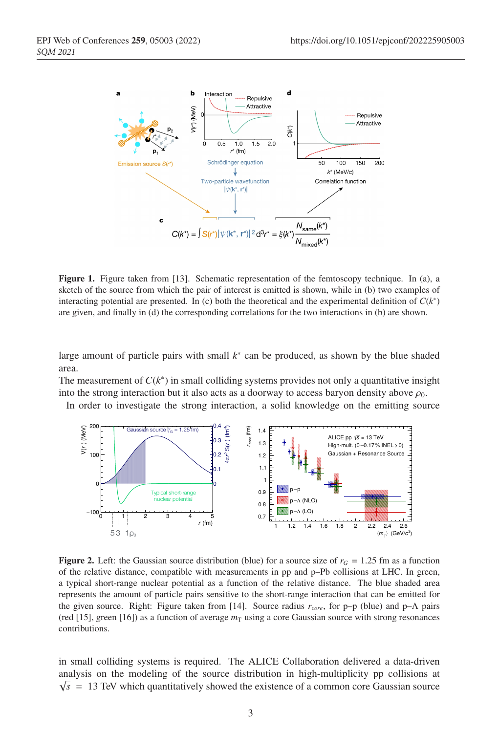**Figure 1.** Figure taken from [13]. Schematic representation of the femtoscopy technique. In (a), a sketch of the source from which the pair of interest is emitted is shown, while in (b) two examples of interacting potential are presented. In (c) both the theoretical and the experimental definition of $C(k^*)$ are given, and finally in (d) the corresponding correlations for the two interactions in (b) are shown.

large amount of particle pairs with small $k^*$ can be produced, as shown by the blue shaded area.

The measurement of $C(k^*)$ in small colliding systems provides not only a quantitative insight into the strong interaction but it also acts as a doorway to access baryon density above $\rho_0$.

In order to investigate the strong interaction, a solid knowledge on the emitting source

**Figure 2.** Left: the Gaussian source distribution (blue) for a source size of $r_G = 1.25$ fm as a function of the relative distance, compatible with measurements in pp and p–Pb collisions at LHC. In green, a typical short-range nuclear potential as a function of the relative distance. The blue shaded area represents the amount of particle pairs sensitive to the short-range interaction that can be emitted for the given source. Right: Figure taken from [14]. Source radius $r_{core}$, for p–p (blue) and p–Λ pairs (red [15], green [16]) as a function of average $m_T$ using a core Gaussian source with strong resonances contributions.

in small colliding systems is required. The ALICE Collaboration delivered a data-driven analysis on the modeling of the source distribution in high-multiplicity pp collisions at $\sqrt{s}$ = 13 TeV which quantitatively showed the existence of a common core Gaussian source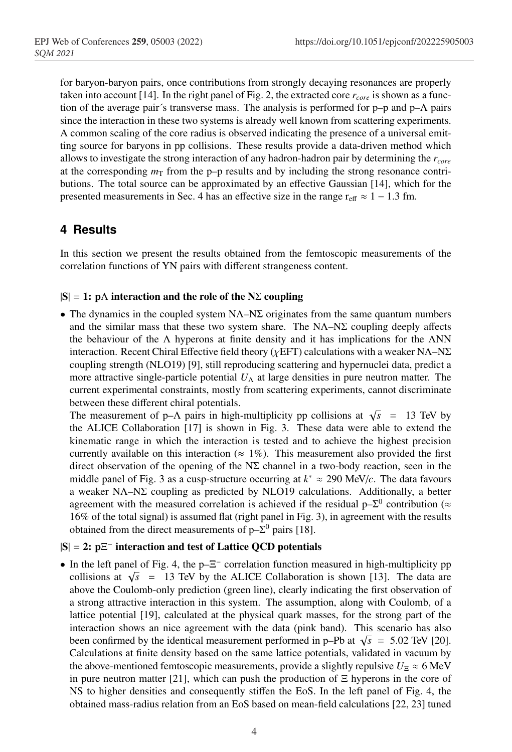for baryon-baryon pairs, once contributions from strongly decaying resonances are properly taken into account [14]. In the right panel of Fig. 2, the extracted core $r_{core}$ is shown as a function of the average pair´s transverse mass. The analysis is performed for p–p and p–Λ pairs since the interaction in these two systems is already well known from scattering experiments. A common scaling of the core radius is observed indicating the presence of a universal emitting source for baryons in pp collisions. These results provide a data-driven method which allows to investigate the strong interaction of any hadron-hadron pair by determining the $r_{core}$ at the corresponding $m_{\mathrm{T}}$ from the p–p results and by including the strong resonance contributions. The total source can be approximated by an effective Gaussian [14], which for the presented measurements in Sec. 4 has an effective size in the range $\mathrm{r_{eff}} \approx 1-1.3$ fm.

## 4 Results

In this section we present the results obtained from the femtoscopic measurements of the correlation functions of YN pairs with different strangeness content.

**|S| = 1: pΛ interaction and the role of the NΣ coupling**

- The dynamics in the coupled system NΛ–NΣ originates from the same quantum numbers and the similar mass that these two system share. The NΛ–NΣ coupling deeply affects the behaviour of the Λ hyperons at finite density and it has implications for the ΛNN interaction. Recent Chiral Effective field theory (χEFT) calculations with a weaker NΛ–NΣ coupling strength (NLO19) [9], still reproducing scattering and hypernuclei data, predict a more attractive single-particle potential $U_{\Lambda}$ at large densities in pure neutron matter. The current experimental constraints, mostly from scattering experiments, cannot discriminate between these different chiral potentials.
  The measurement of p–Λ pairs in high-multiplicity pp collisions at $\sqrt{s}$ = 13 TeV by the ALICE Collaboration [17] is shown in Fig. 3. These data were able to extend the kinematic range in which the interaction is tested and to achieve the highest precision currently available on this interaction (≈ 1%). This measurement also provided the first direct observation of the opening of the NΣ channel in a two-body reaction, seen in the middle panel of Fig. 3 as a cusp-structure occurring at $k^* \approx 290$ MeV/$c$. The data favours a weaker NΛ–NΣ coupling as predicted by NLO19 calculations. Additionally, a better agreement with the measured correlation is achieved if the residual p–$\Sigma^0$ contribution (≈ 16% of the total signal) is assumed flat (right panel in Fig. 3), in agreement with the results obtained from the direct measurements of p–$\Sigma^0$ pairs [18].

**|S| = 2: p$\Xi^-$ interaction and test of Lattice QCD potentials**

- In the left panel of Fig. 4, the p–$\Xi^-$ correlation function measured in high-multiplicity pp collisions at $\sqrt{s}$ = 13 TeV by the ALICE Collaboration is shown [13]. The data are above the Coulomb-only prediction (green line), clearly indicating the first observation of a strong attractive interaction in this system. The assumption, along with Coulomb, of a lattice potential [19], calculated at the physical quark masses, for the strong part of the interaction shows an nice agreement with the data (pink band). This scenario has also been confirmed by the identical measurement performed in p–Pb at $\sqrt{s}$ = 5.02 TeV [20]. Calculations at finite density based on the same lattice potentials, validated in vacuum by the above-mentioned femtoscopic measurements, provide a slightly repulsive $U_{\Xi} \approx 6$ MeV in pure neutron matter [21], which can push the production of Ξ hyperons in the core of NS to higher densities and consequently stiffen the EoS. In the left panel of Fig. 4, the obtained mass-radius relation from an EoS based on mean-field calculations [22, 23] tuned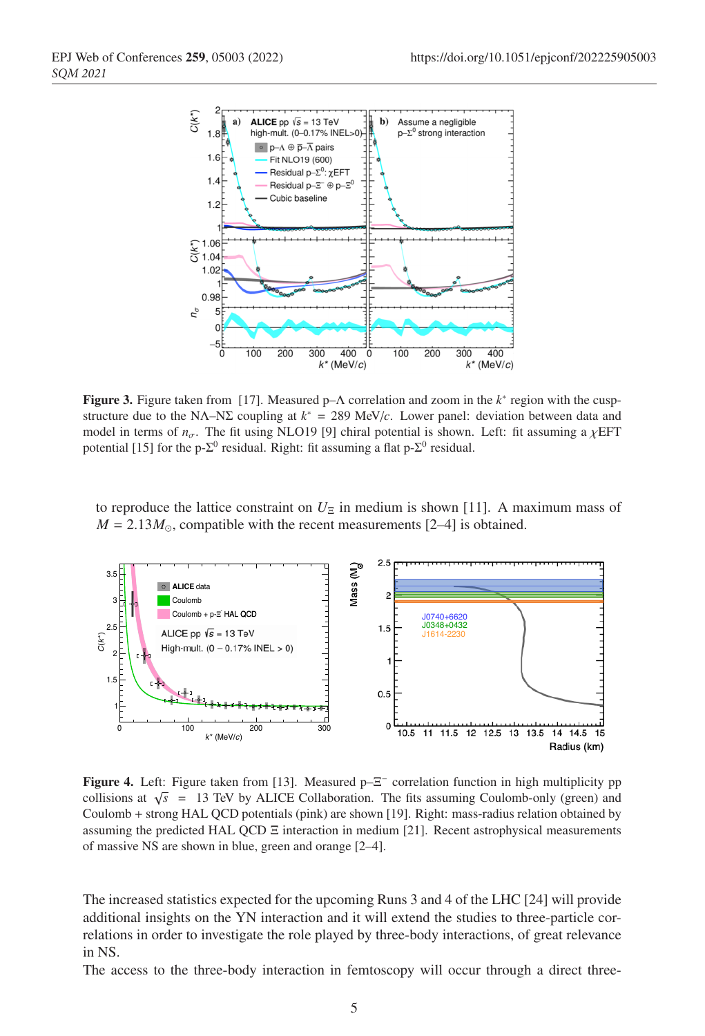**Figure 3.** Figure taken from [17]. Measured p–Λ correlation and zoom in the $k^*$ region with the cusp-structure due to the NΛ–NΣ coupling at $k^* = 289$ MeV/$c$. Lower panel: deviation between data and model in terms of $n_\sigma$. The fit using NLO19 [9] chiral potential is shown. Left: fit assuming a $\chi$EFT potential [15] for the p-$\Sigma^0$ residual. Right: fit assuming a flat p-$\Sigma^0$ residual.

to reproduce the lattice constraint on $U_\Xi$ in medium is shown [11]. A maximum mass of $M = 2.13 M_\odot$, compatible with the recent measurements [2–4] is obtained.

**Figure 4.** Left: Figure taken from [13]. Measured p–$\Xi^-$ correlation function in high multiplicity pp collisions at $\sqrt{s}$ = 13 TeV by ALICE Collaboration. The fits assuming Coulomb-only (green) and Coulomb + strong HAL QCD potentials (pink) are shown [19]. Right: mass-radius relation obtained by assuming the predicted HAL QCD Ξ interaction in medium [21]. Recent astrophysical measurements of massive NS are shown in blue, green and orange [2–4].

The increased statistics expected for the upcoming Runs 3 and 4 of the LHC [24] will provide additional insights on the YN interaction and it will extend the studies to three-particle correlations in order to investigate the role played by three-body interactions, of great relevance in NS.

The access to the three-body interaction in femtoscopy will occur through a direct three-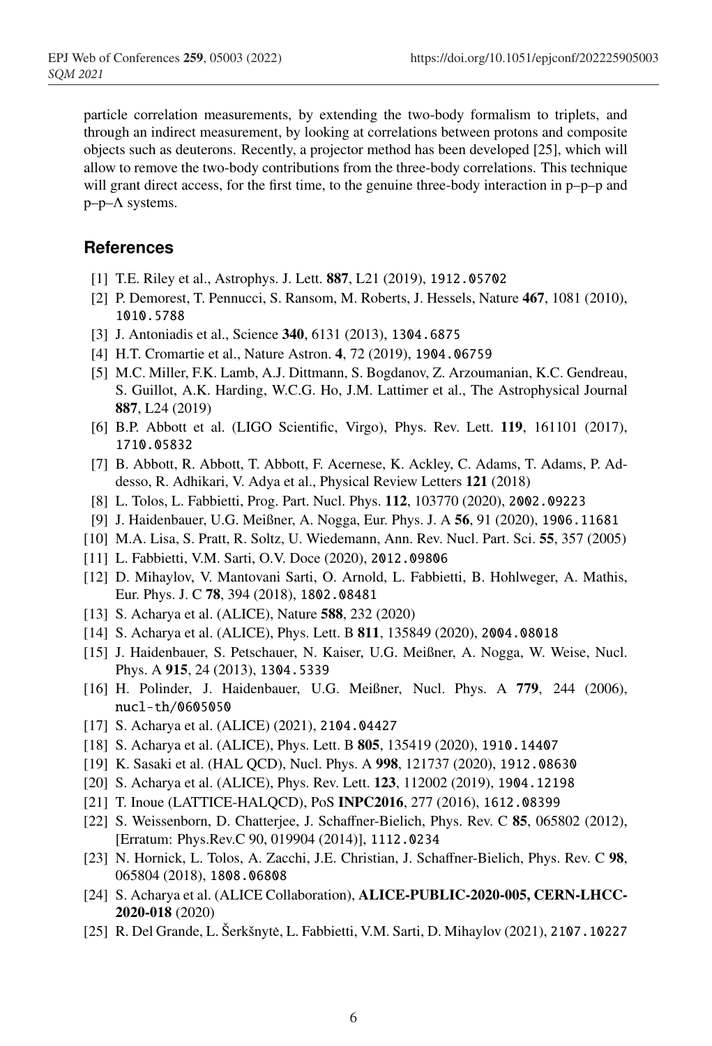particle correlation measurements, by extending the two-body formalism to triplets, and through an indirect measurement, by looking at correlations between protons and composite objects such as deuterons. Recently, a projector method has been developed [25], which will allow to remove the two-body contributions from the three-body correlations. This technique will grant direct access, for the first time, to the genuine three-body interaction in p–p–p and p–p–$\Lambda$ systems.

## References

[1] T.E. Riley et al., Astrophys. J. Lett. **887**, L21 (2019), 1912.05702

[2] P. Demorest, T. Pennucci, S. Ransom, M. Roberts, J. Hessels, Nature **467**, 1081 (2010), 1010.5788

[3] J. Antoniadis et al., Science **340**, 6131 (2013), 1304.6875

[4] H.T. Cromartie et al., Nature Astron. **4**, 72 (2019), 1904.06759

[5] M.C. Miller, F.K. Lamb, A.J. Dittmann, S. Bogdanov, Z. Arzoumanian, K.C. Gendreau, S. Guillot, A.K. Harding, W.C.G. Ho, J.M. Lattimer et al., The Astrophysical Journal **887**, L24 (2019)

[6] B.P. Abbott et al. (LIGO Scientific, Virgo), Phys. Rev. Lett. **119**, 161101 (2017), 1710.05832

[7] B. Abbott, R. Abbott, T. Abbott, F. Acernese, K. Ackley, C. Adams, T. Adams, P. Addesso, R. Adhikari, V. Adya et al., Physical Review Letters **121** (2018)

[8] L. Tolos, L. Fabbietti, Prog. Part. Nucl. Phys. **112**, 103770 (2020), 2002.09223

[9] J. Haidenbauer, U.G. Meißner, A. Nogga, Eur. Phys. J. A **56**, 91 (2020), 1906.11681

[10] M.A. Lisa, S. Pratt, R. Soltz, U. Wiedemann, Ann. Rev. Nucl. Part. Sci. **55**, 357 (2005)

[11] L. Fabbietti, V.M. Sarti, O.V. Doce (2020), 2012.09806

[12] D. Mihaylov, V. Mantovani Sarti, O. Arnold, L. Fabbietti, B. Hohlweger, A. Mathis, Eur. Phys. J. C **78**, 394 (2018), 1802.08481

[13] S. Acharya et al. (ALICE), Nature **588**, 232 (2020)

[14] S. Acharya et al. (ALICE), Phys. Lett. B **811**, 135849 (2020), 2004.08018

[15] J. Haidenbauer, S. Petschauer, N. Kaiser, U.G. Meißner, A. Nogga, W. Weise, Nucl. Phys. A **915**, 24 (2013), 1304.5339

[16] H. Polinder, J. Haidenbauer, U.G. Meißner, Nucl. Phys. A **779**, 244 (2006), nucl-th/0605050

[17] S. Acharya et al. (ALICE) (2021), 2104.04427

[18] S. Acharya et al. (ALICE), Phys. Lett. B **805**, 135419 (2020), 1910.14407

[19] K. Sasaki et al. (HAL QCD), Nucl. Phys. A **998**, 121737 (2020), 1912.08630

[20] S. Acharya et al. (ALICE), Phys. Rev. Lett. **123**, 112002 (2019), 1904.12198

[21] T. Inoue (LATTICE-HALQCD), PoS **INPC2016**, 277 (2016), 1612.08399

[22] S. Weissenborn, D. Chatterjee, J. Schaffner-Bielich, Phys. Rev. C **85**, 065802 (2012), [Erratum: Phys.Rev.C 90, 019904 (2014)], 1112.0234

[23] N. Hornick, L. Tolos, A. Zacchi, J.E. Christian, J. Schaffner-Bielich, Phys. Rev. C **98**, 065804 (2018), 1808.06808

[24] S. Acharya et al. (ALICE Collaboration), **ALICE-PUBLIC-2020-005, CERN-LHCC-2020-018** (2020)

[25] R. Del Grande, L. Šerkšnytė, L. Fabbietti, V.M. Sarti, D. Mihaylov (2021), 2107.10227